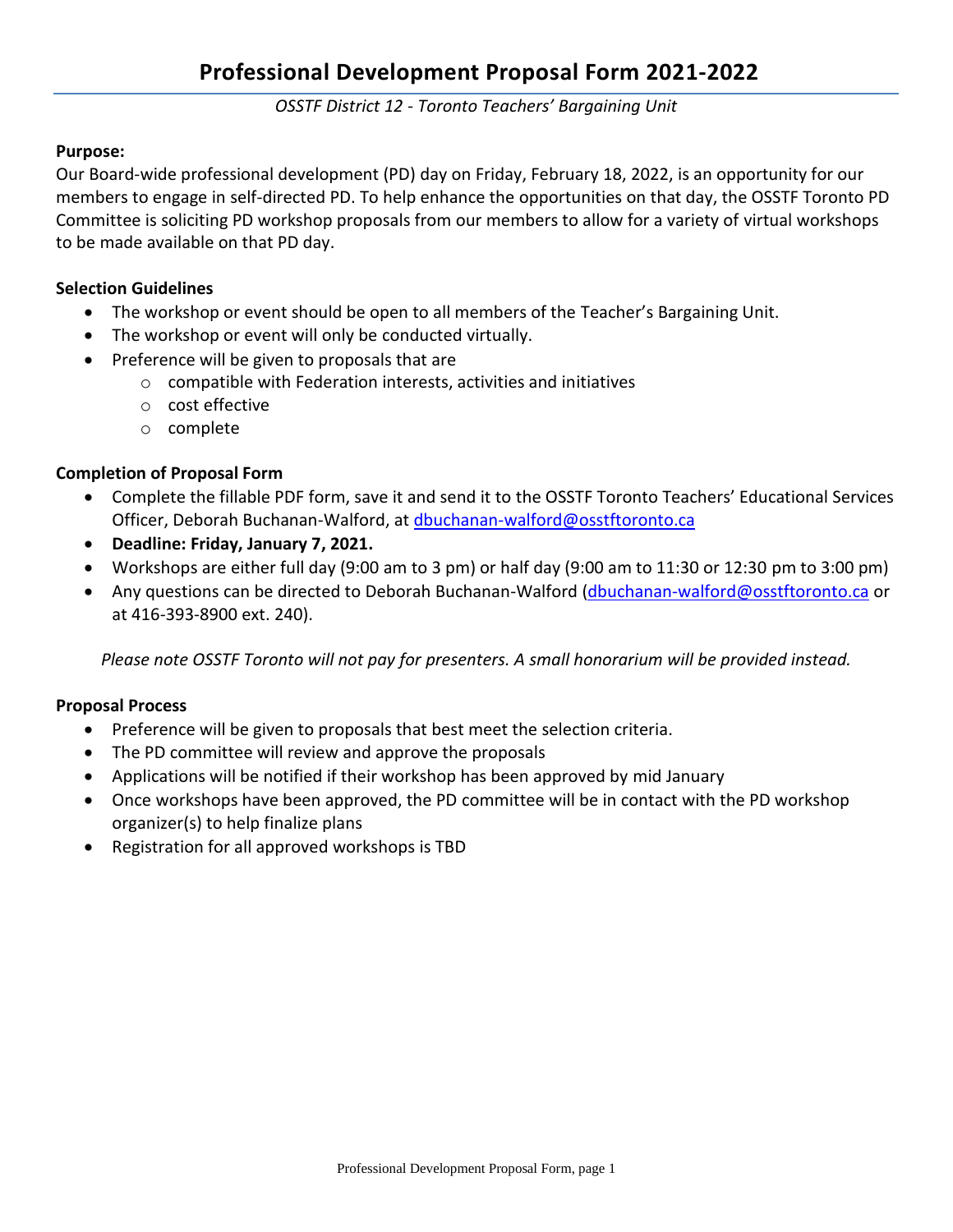# Professional Development Proposal Form 2021-2022

*OSSTF District 12 - Toronto Teachers' Bargaining Unit*

**Purpose:**
Our Board-wide professional development (PD) day on Friday, February 18, 2022, is an opportunity for our members to engage in self-directed PD. To help enhance the opportunities on that day, the OSSTF Toronto PD Committee is soliciting PD workshop proposals from our members to allow for a variety of virtual workshops to be made available on that PD day.

**Selection Guidelines**

- The workshop or event should be open to all members of the Teacher's Bargaining Unit.
- The workshop or event will only be conducted virtually.
- Preference will be given to proposals that are
  - compatible with Federation interests, activities and initiatives
  - cost effective
  - complete

**Completion of Proposal Form**

- Complete the fillable PDF form, save it and send it to the OSSTF Toronto Teachers' Educational Services Officer, Deborah Buchanan-Walford, at dbuchanan-walford@osstftoronto.ca
- **Deadline: Friday, January 7, 2021.**
- Workshops are either full day (9:00 am to 3 pm) or half day (9:00 am to 11:30 or 12:30 pm to 3:00 pm)
- Any questions can be directed to Deborah Buchanan-Walford (dbuchanan-walford@osstftoronto.ca or at 416-393-8900 ext. 240).

*Please note OSSTF Toronto will not pay for presenters. A small honorarium will be provided instead.*

**Proposal Process**

- Preference will be given to proposals that best meet the selection criteria.
- The PD committee will review and approve the proposals
- Applications will be notified if their workshop has been approved by mid January
- Once workshops have been approved, the PD committee will be in contact with the PD workshop organizer(s) to help finalize plans
- Registration for all approved workshops is TBD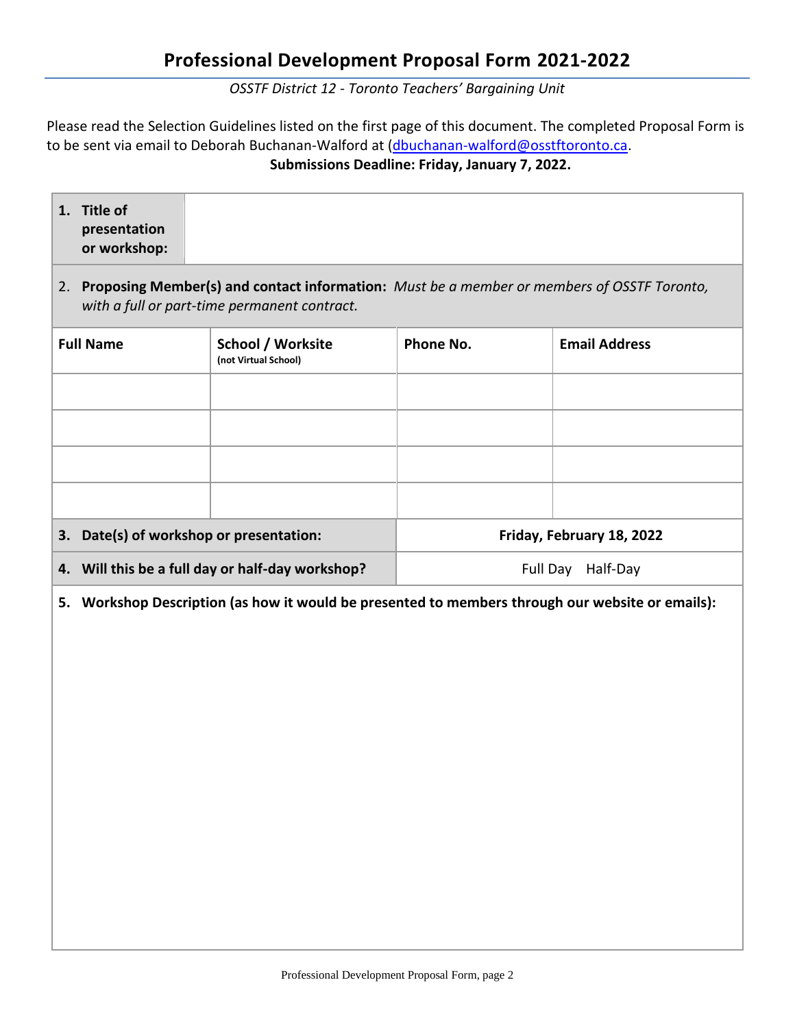# Professional Development Proposal Form 2021-2022

*OSSTF District 12 - Toronto Teachers' Bargaining Unit*

Please read the Selection Guidelines listed on the first page of this document. The completed Proposal Form is to be sent via email to Deborah Buchanan-Walford at (dbuchanan-walford@osstftoronto.ca.

**Submissions Deadline: Friday, January 7, 2022.**

| **1. Title of presentation or workshop:** | |
|---|---|

2. **Proposing Member(s) and contact information:** *Must be a member or members of OSSTF Toronto, with a full or part-time permanent contract.*

| **Full Name** | **School / Worksite** (not Virtual School) | **Phone No.** | **Email Address** |
|---|---|---|---|
| | | | |
| | | | |
| | | | |
| | | | |

| | |
|---|---|
| **3. Date(s) of workshop or presentation:** | **Friday, February 18, 2022** |
| **4. Will this be a full day or half-day workshop?** | Full Day Half-Day |

**5. Workshop Description (as how it would be presented to members through our website or emails):**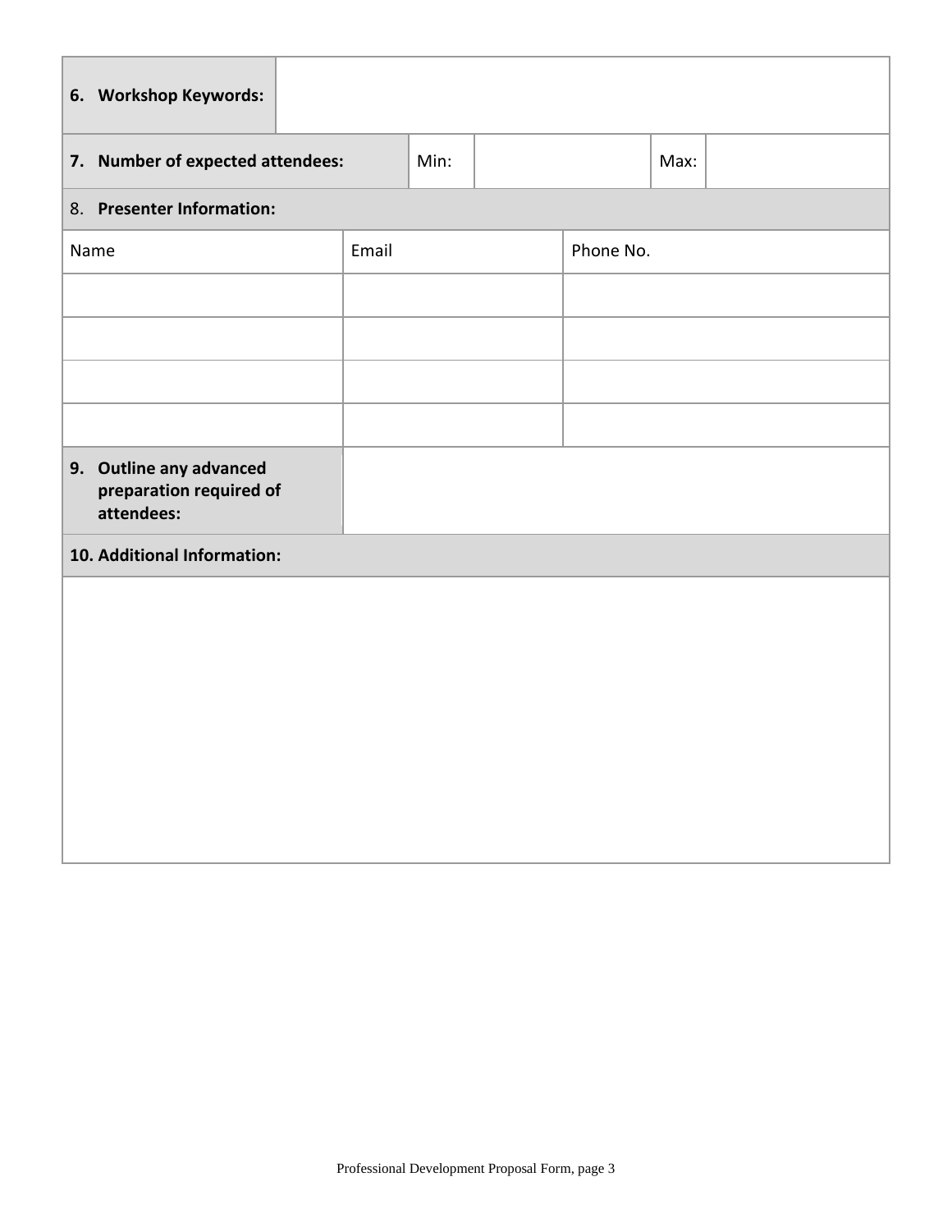| | |
|---|---|
| **6. Workshop Keywords:** | |

| | | | | |
|---|---|---|---|---|
| **7. Number of expected attendees:** | Min: | | Max: | |

**8. Presenter Information:**

| Name | Email | Phone No. |
|---|---|---|
| | | |
| | | |
| | | |
| | | |

| | |
|---|---|
| **9. Outline any advanced preparation required of attendees:** | |

**10. Additional Information:**

| |
|---|
| |